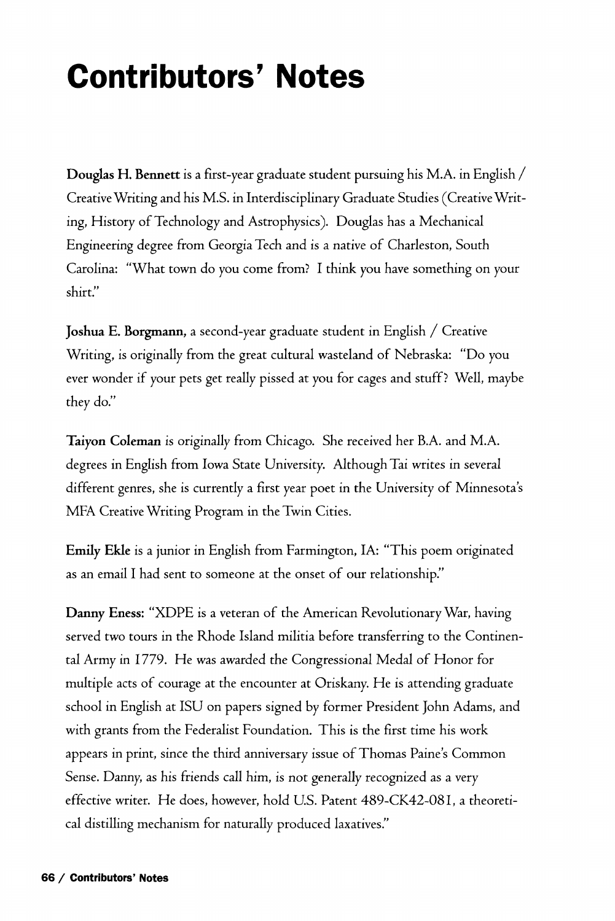# Contributors' Notes

**Douglas H. Bennett** is a first-year graduate student pursuing his M.A. in English / Creative Writing and his M.S. in Interdisciplinary Graduate Studies (Creative Writing, History of Technology and Astrophysics). Douglas has a Mechanical Engineering degree from Georgia Tech and is a native of Charleston, South Carolina: "What town do you come from? I think you have something on your shirt."

**Joshua E. Borgmann**, a second-year graduate student in English / Creative Writing, is originally from the great cultural wasteland of Nebraska: "Do you ever wonder if your pets get really pissed at you for cages and stuff? Well, maybe they do."

**Taiyon Coleman** is originally from Chicago. She received her B.A. and M.A. degrees in English from Iowa State University. Although Tai writes in several different genres, she is currently a first year poet in the University of Minnesota's MFA Creative Writing Program in the Twin Cities.

**Emily Ekle** is a junior in English from Farmington, IA: "This poem originated as an email I had sent to someone at the onset of our relationship."

**Danny Eness**: "XDPE is a veteran of the American Revolutionary War, having served two tours in the Rhode Island militia before transferring to the Continental Army in 1779. He was awarded the Congressional Medal of Honor for multiple acts of courage at the encounter at Oriskany. He is attending graduate school in English at ISU on papers signed by former President John Adams, and with grants from the Federalist Foundation. This is the first time his work appears in print, since the third anniversary issue of Thomas Paine's Common Sense. Danny, as his friends call him, is not generally recognized as a very effective writer. He does, however, hold U.S. Patent 489-CK42-081, a theoretical distilling mechanism for naturally produced laxatives."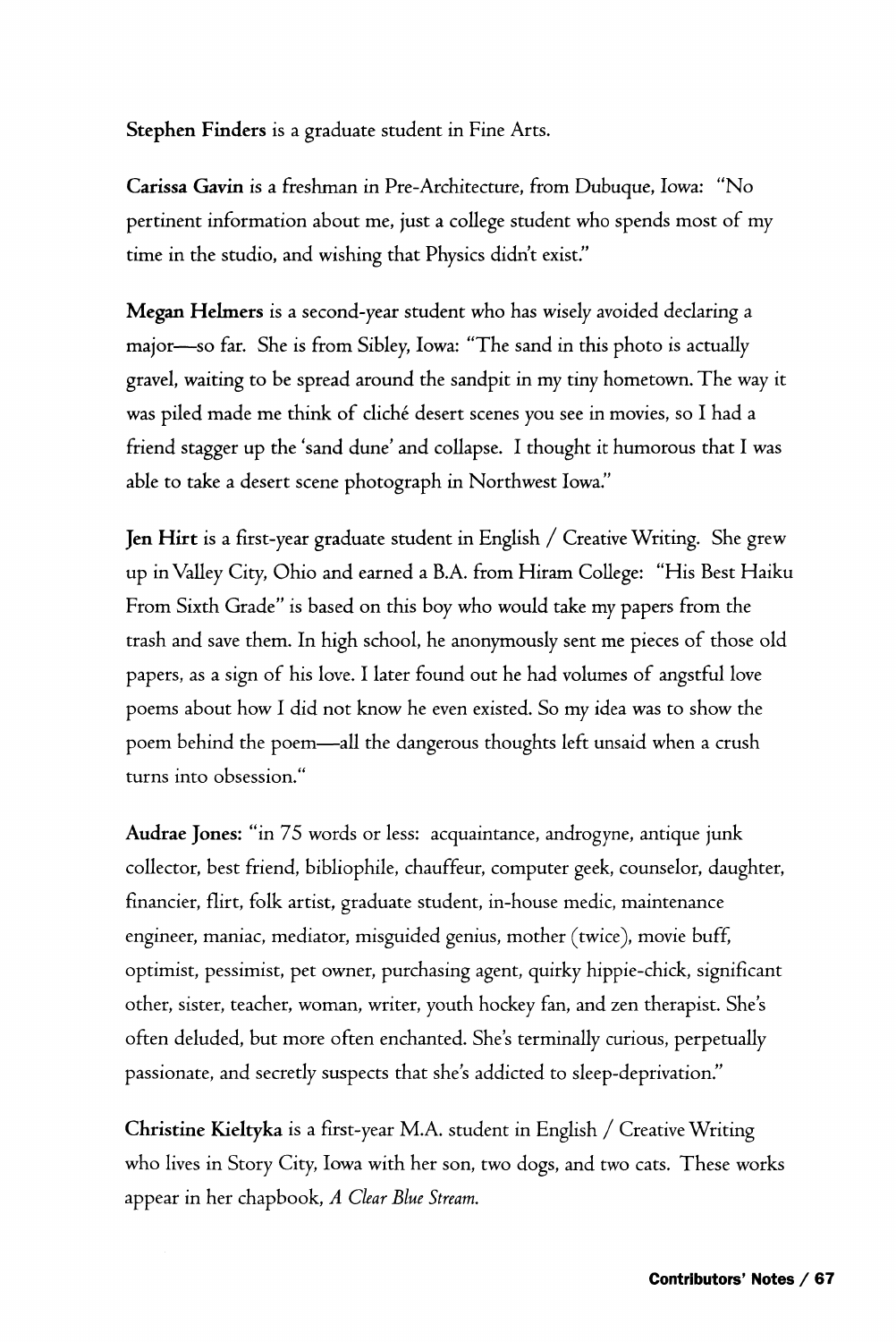**Stephen Finders** is a graduate student in Fine Arts.

**Carissa Gavin** is a freshman in Pre-Architecture, from Dubuque, Iowa: "No pertinent information about me, just a college student who spends most of my time in the studio, and wishing that Physics didn't exist."

**Megan Helmers** is a second-year student who has wisely avoided declaring a major—so far. She is from Sibley, Iowa: "The sand in this photo is actually gravel, waiting to be spread around the sandpit in my tiny hometown. The way it was piled made me think of cliché desert scenes you see in movies, so I had a friend stagger up the 'sand dune' and collapse. I thought it humorous that I was able to take a desert scene photograph in Northwest Iowa."

**Jen Hirt** is a first-year graduate student in English / Creative Writing. She grew up in Valley City, Ohio and earned a B.A. from Hiram College: "His Best Haiku From Sixth Grade" is based on this boy who would take my papers from the trash and save them. In high school, he anonymously sent me pieces of those old papers, as a sign of his love. I later found out he had volumes of angstful love poems about how I did not know he even existed. So my idea was to show the poem behind the poem—all the dangerous thoughts left unsaid when a crush turns into obsession."

**Audrae Jones:** "in 75 words or less: acquaintance, androgyne, antique junk collector, best friend, bibliophile, chauffeur, computer geek, counselor, daughter, financier, flirt, folk artist, graduate student, in-house medic, maintenance engineer, maniac, mediator, misguided genius, mother (twice), movie buff, optimist, pessimist, pet owner, purchasing agent, quirky hippie-chick, significant other, sister, teacher, woman, writer, youth hockey fan, and zen therapist. She's often deluded, but more often enchanted. She's terminally curious, perpetually passionate, and secretly suspects that she's addicted to sleep-deprivation."

**Christine Kieltyka** is a first-year M.A. student in English / Creative Writing who lives in Story City, Iowa with her son, two dogs, and two cats. These works appear in her chapbook, *A Clear Blue Stream.*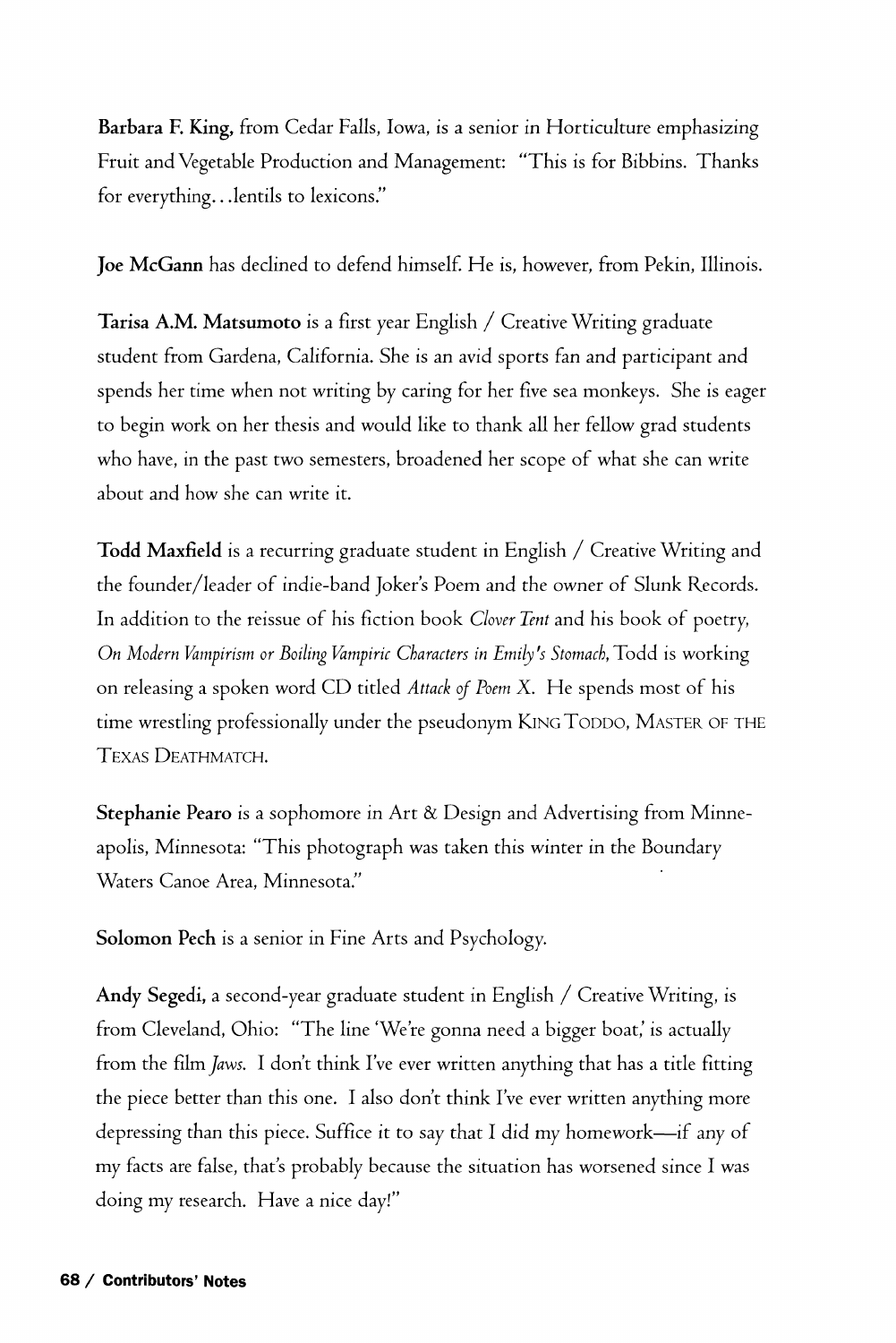**Barbara F. King,** from Cedar Falls, Iowa, is a senior in Horticulture emphasizing Fruit and Vegetable Production and Management: "This is for Bibbins. Thanks for everything...lentils to lexicons."

**Joe McGann** has declined to defend himself. He is, however, from Pekin, Illinois.

**Tarisa A.M. Matsumoto** is a first year English / Creative Writing graduate student from Gardena, California. She is an avid sports fan and participant and spends her time when not writing by caring for her five sea monkeys. She is eager to begin work on her thesis and would like to thank all her fellow grad students who have, in the past two semesters, broadened her scope of what she can write about and how she can write it.

**Todd Maxfield** is a recurring graduate student in English / Creative Writing and the founder/leader of indie-band Joker's Poem and the owner of Slunk Records. In addition to the reissue of his fiction book *Clover Tent* and his book of poetry, *On Modern Vampirism or Boiling Vampiric Characters in Emily's Stomach,* Todd is working on releasing a spoken word CD titled *Attack of Poem X.* He spends most of his time wrestling professionally under the pseudonym KING TODDO, MASTER OF THE TEXAS DEATHMATCH.

**Stephanie Pearo** is a sophomore in Art & Design and Advertising from Minneapolis, Minnesota: "This photograph was taken this winter in the Boundary Waters Canoe Area, Minnesota."

**Solomon Pech** is a senior in Fine Arts and Psychology.

**Andy Segedi,** a second-year graduate student in English / Creative Writing, is from Cleveland, Ohio: "The line 'We're gonna need a bigger boat,' is actually from the film *Jaws.* I don't think I've ever written anything that has a title fitting the piece better than this one. I also don't think I've ever written anything more depressing than this piece. Suffice it to say that I did my homework—if any of my facts are false, that's probably because the situation has worsened since I was doing my research. Have a nice day!"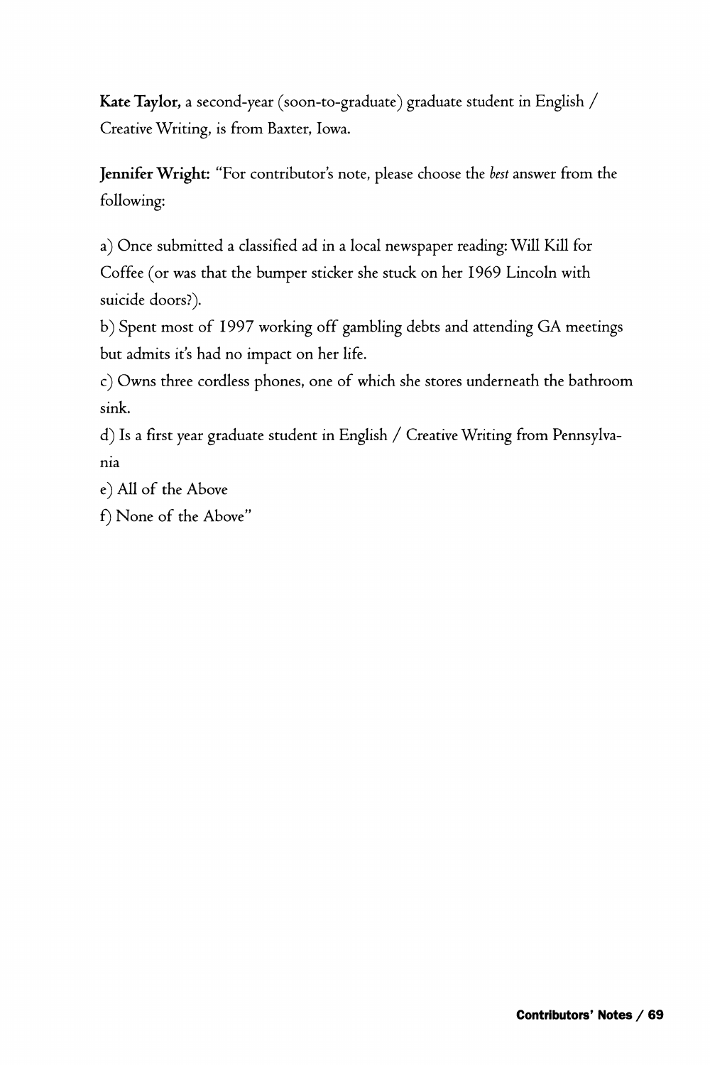**Kate Taylor,** a second-year (soon-to-graduate) graduate student in English / Creative Writing, is from Baxter, Iowa.

**Jennifer Wright:** "For contributor's note, please choose the *best* answer from the following:

a) Once submitted a classified ad in a local newspaper reading: Will Kill for Coffee (or was that the bumper sticker she stuck on her 1969 Lincoln with suicide doors?).
b) Spent most of 1997 working off gambling debts and attending GA meetings but admits it's had no impact on her life.
c) Owns three cordless phones, one of which she stores underneath the bathroom sink.
d) Is a first year graduate student in English / Creative Writing from Pennsylvania
e) All of the Above
f) None of the Above"